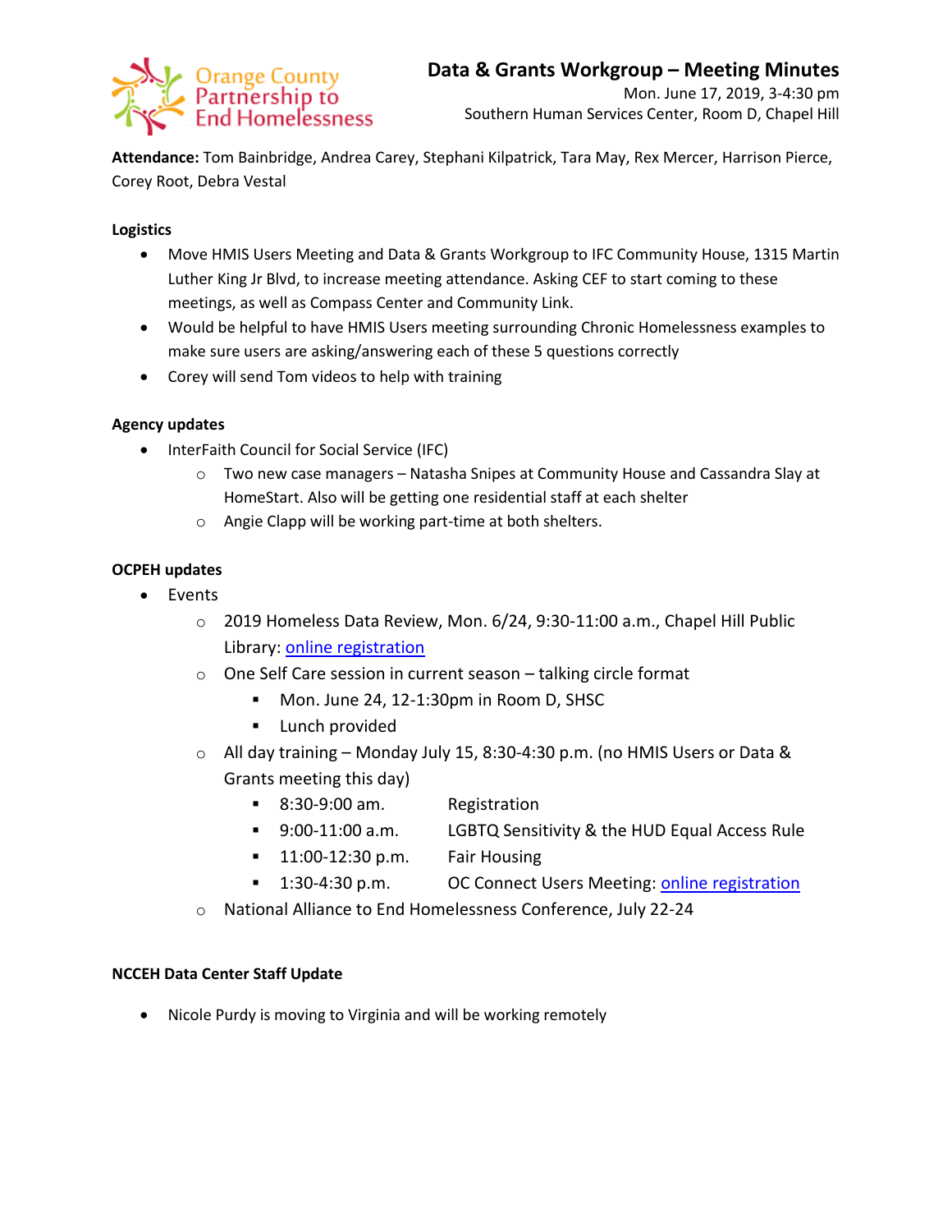Orange County Partnership to End Homelessness

# Data & Grants Workgroup – Meeting Minutes

Mon. June 17, 2019, 3-4:30 pm
Southern Human Services Center, Room D, Chapel Hill

**Attendance:** Tom Bainbridge, Andrea Carey, Stephani Kilpatrick, Tara May, Rex Mercer, Harrison Pierce, Corey Root, Debra Vestal

**Logistics**

- Move HMIS Users Meeting and Data & Grants Workgroup to IFC Community House, 1315 Martin Luther King Jr Blvd, to increase meeting attendance. Asking CEF to start coming to these meetings, as well as Compass Center and Community Link.
- Would be helpful to have HMIS Users meeting surrounding Chronic Homelessness examples to make sure users are asking/answering each of these 5 questions correctly
- Corey will send Tom videos to help with training

**Agency updates**

- InterFaith Council for Social Service (IFC)
  - Two new case managers – Natasha Snipes at Community House and Cassandra Slay at HomeStart. Also will be getting one residential staff at each shelter
  - Angie Clapp will be working part-time at both shelters.

**OCPEH updates**

- Events
  - 2019 Homeless Data Review, Mon. 6/24, 9:30-11:00 a.m., Chapel Hill Public Library: online registration
  - One Self Care session in current season – talking circle format
    - Mon. June 24, 12-1:30pm in Room D, SHSC
    - Lunch provided
  - All day training – Monday July 15, 8:30-4:30 p.m. (no HMIS Users or Data & Grants meeting this day)
    - 8:30-9:00 am. Registration
    - 9:00-11:00 a.m. LGBTQ Sensitivity & the HUD Equal Access Rule
    - 11:00-12:30 p.m. Fair Housing
    - 1:30-4:30 p.m. OC Connect Users Meeting: online registration
  - National Alliance to End Homelessness Conference, July 22-24

**NCCEH Data Center Staff Update**

- Nicole Purdy is moving to Virginia and will be working remotely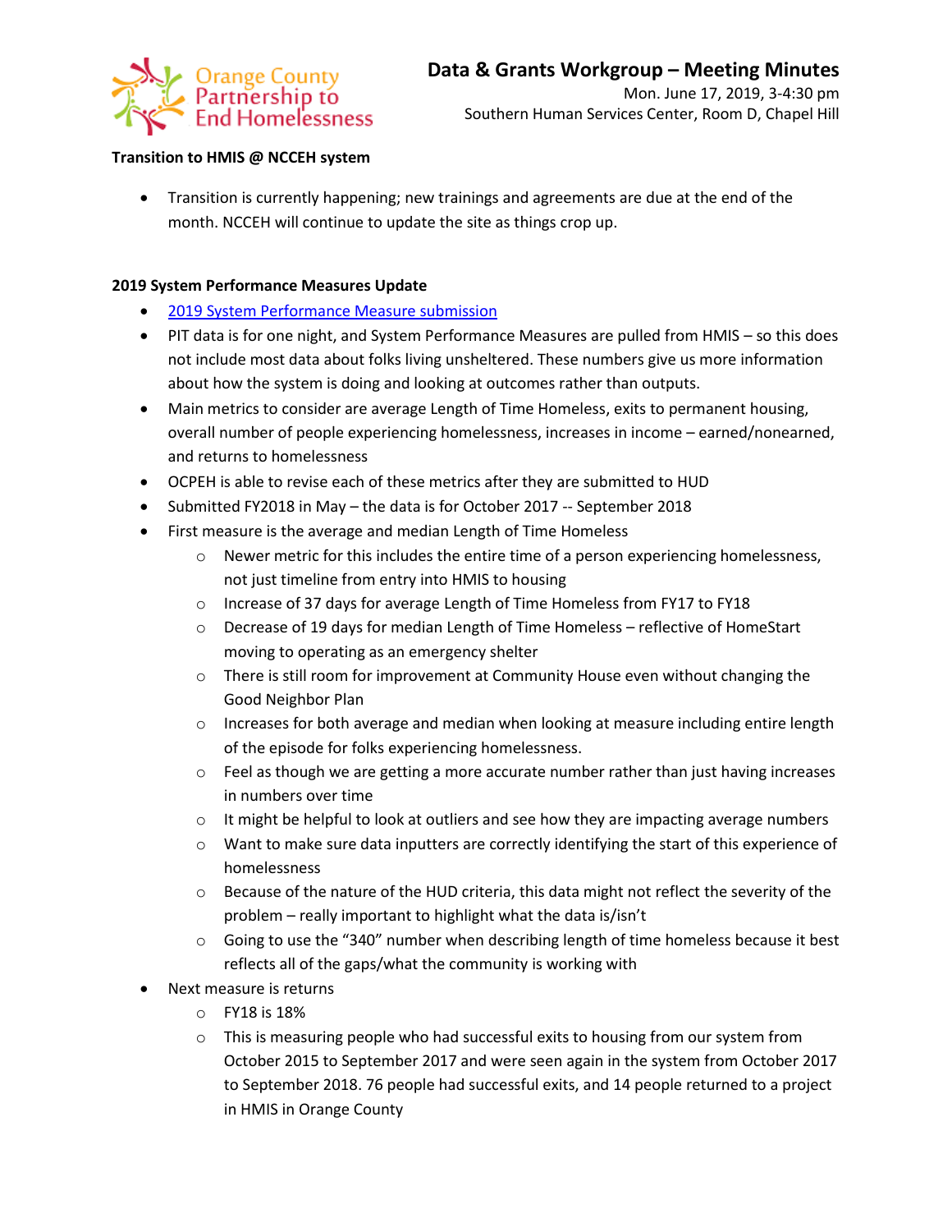# Data & Grants Workgroup – Meeting Minutes

Mon. June 17, 2019, 3-4:30 pm
Southern Human Services Center, Room D, Chapel Hill

**Transition to HMIS @ NCCEH system**

- Transition is currently happening; new trainings and agreements are due at the end of the month. NCCEH will continue to update the site as things crop up.

**2019 System Performance Measures Update**

- [2019 System Performance Measure submission]()
- PIT data is for one night, and System Performance Measures are pulled from HMIS – so this does not include most data about folks living unsheltered. These numbers give us more information about how the system is doing and looking at outcomes rather than outputs.
- Main metrics to consider are average Length of Time Homeless, exits to permanent housing, overall number of people experiencing homelessness, increases in income – earned/nonearned, and returns to homelessness
- OCPEH is able to revise each of these metrics after they are submitted to HUD
- Submitted FY2018 in May – the data is for October 2017 -- September 2018
- First measure is the average and median Length of Time Homeless
  - Newer metric for this includes the entire time of a person experiencing homelessness, not just timeline from entry into HMIS to housing
  - Increase of 37 days for average Length of Time Homeless from FY17 to FY18
  - Decrease of 19 days for median Length of Time Homeless – reflective of HomeStart moving to operating as an emergency shelter
  - There is still room for improvement at Community House even without changing the Good Neighbor Plan
  - Increases for both average and median when looking at measure including entire length of the episode for folks experiencing homelessness.
  - Feel as though we are getting a more accurate number rather than just having increases in numbers over time
  - It might be helpful to look at outliers and see how they are impacting average numbers
  - Want to make sure data inputters are correctly identifying the start of this experience of homelessness
  - Because of the nature of the HUD criteria, this data might not reflect the severity of the problem – really important to highlight what the data is/isn't
  - Going to use the "340" number when describing length of time homeless because it best reflects all of the gaps/what the community is working with
- Next measure is returns
  - FY18 is 18%
  - This is measuring people who had successful exits to housing from our system from October 2015 to September 2017 and were seen again in the system from October 2017 to September 2018. 76 people had successful exits, and 14 people returned to a project in HMIS in Orange County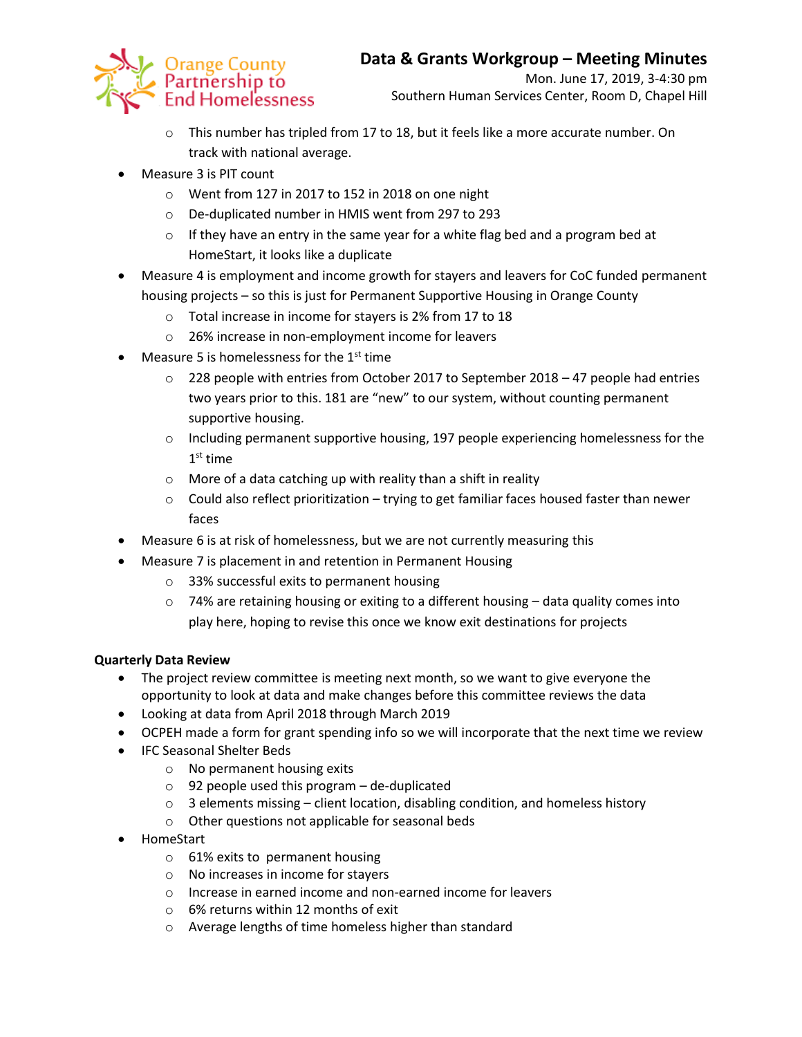- This number has tripled from 17 to 18, but it feels like a more accurate number. On track with national average.
- Measure 3 is PIT count
  - Went from 127 in 2017 to 152 in 2018 on one night
  - De-duplicated number in HMIS went from 297 to 293
  - If they have an entry in the same year for a white flag bed and a program bed at HomeStart, it looks like a duplicate
- Measure 4 is employment and income growth for stayers and leavers for CoC funded permanent housing projects – so this is just for Permanent Supportive Housing in Orange County
  - Total increase in income for stayers is 2% from 17 to 18
  - 26% increase in non-employment income for leavers
- Measure 5 is homelessness for the 1st time
  - 228 people with entries from October 2017 to September 2018 – 47 people had entries two years prior to this. 181 are "new" to our system, without counting permanent supportive housing.
  - Including permanent supportive housing, 197 people experiencing homelessness for the 1st time
  - More of a data catching up with reality than a shift in reality
  - Could also reflect prioritization – trying to get familiar faces housed faster than newer faces
- Measure 6 is at risk of homelessness, but we are not currently measuring this
- Measure 7 is placement in and retention in Permanent Housing
  - 33% successful exits to permanent housing
  - 74% are retaining housing or exiting to a different housing – data quality comes into play here, hoping to revise this once we know exit destinations for projects

**Quarterly Data Review**

- The project review committee is meeting next month, so we want to give everyone the opportunity to look at data and make changes before this committee reviews the data
- Looking at data from April 2018 through March 2019
- OCPEH made a form for grant spending info so we will incorporate that the next time we review
- IFC Seasonal Shelter Beds
  - No permanent housing exits
  - 92 people used this program – de-duplicated
  - 3 elements missing – client location, disabling condition, and homeless history
  - Other questions not applicable for seasonal beds
- HomeStart
  - 61% exits to permanent housing
  - No increases in income for stayers
  - Increase in earned income and non-earned income for leavers
  - 6% returns within 12 months of exit
  - Average lengths of time homeless higher than standard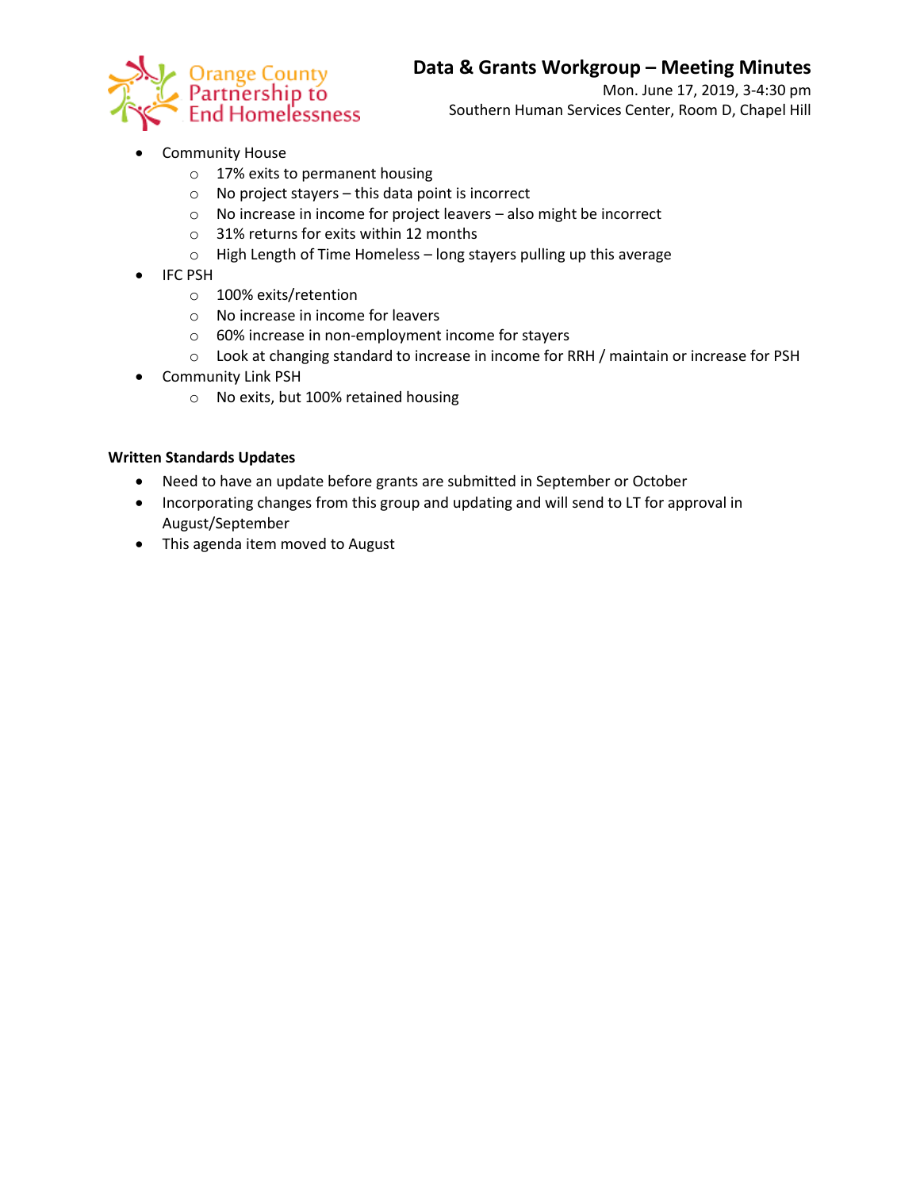- Community House
  - 17% exits to permanent housing
  - No project stayers – this data point is incorrect
  - No increase in income for project leavers – also might be incorrect
  - 31% returns for exits within 12 months
  - High Length of Time Homeless – long stayers pulling up this average
- IFC PSH
  - 100% exits/retention
  - No increase in income for leavers
  - 60% increase in non-employment income for stayers
  - Look at changing standard to increase in income for RRH / maintain or increase for PSH
- Community Link PSH
  - No exits, but 100% retained housing

**Written Standards Updates**

- Need to have an update before grants are submitted in September or October
- Incorporating changes from this group and updating and will send to LT for approval in August/September
- This agenda item moved to August